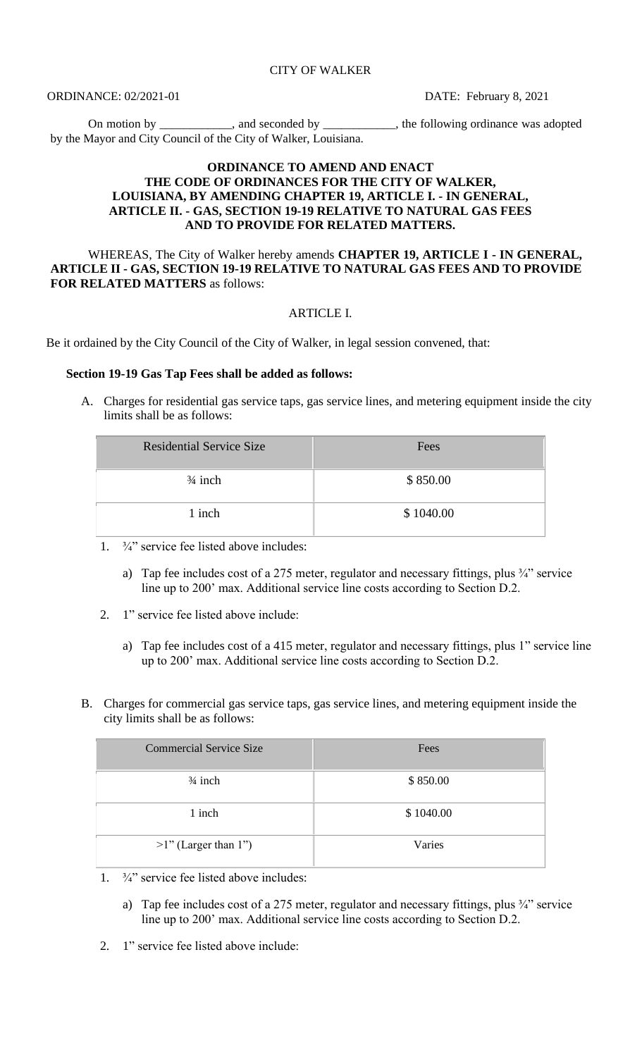CITY OF WALKER

ORDINANCE: 02/2021-01 DATE: February 8, 2021

On motion by ____________, and seconded by ____________, the following ordinance was adopted by the Mayor and City Council of the City of Walker, Louisiana.

**ORDINANCE TO AMEND AND ENACT THE CODE OF ORDINANCES FOR THE CITY OF WALKER, LOUISIANA, BY AMENDING CHAPTER 19, ARTICLE I. - IN GENERAL, ARTICLE II. - GAS, SECTION 19-19 RELATIVE TO NATURAL GAS FEES AND TO PROVIDE FOR RELATED MATTERS.**

WHEREAS, The City of Walker hereby amends **CHAPTER 19, ARTICLE I - IN GENERAL, ARTICLE II - GAS, SECTION 19-19 RELATIVE TO NATURAL GAS FEES AND TO PROVIDE FOR RELATED MATTERS** as follows:

ARTICLE I.

Be it ordained by the City Council of the City of Walker, in legal session convened, that:

**Section 19-19 Gas Tap Fees shall be added as follows:**

A. Charges for residential gas service taps, gas service lines, and metering equipment inside the city limits shall be as follows:

| Residential Service Size | Fees |
|---|---|
| ¾ inch | $ 850.00 |
| 1 inch | $ 1040.00 |

1. ¾" service fee listed above includes:
   a) Tap fee includes cost of a 275 meter, regulator and necessary fittings, plus ¾" service line up to 200' max. Additional service line costs according to Section D.2.
2. 1" service fee listed above include:
   a) Tap fee includes cost of a 415 meter, regulator and necessary fittings, plus 1" service line up to 200' max. Additional service line costs according to Section D.2.

B. Charges for commercial gas service taps, gas service lines, and metering equipment inside the city limits shall be as follows:

| Commercial Service Size | Fees |
|---|---|
| ¾ inch | $ 850.00 |
| 1 inch | $ 1040.00 |
| >1" (Larger than 1") | Varies |

1. ¾" service fee listed above includes:
   a) Tap fee includes cost of a 275 meter, regulator and necessary fittings, plus ¾" service line up to 200' max. Additional service line costs according to Section D.2.
2. 1" service fee listed above include: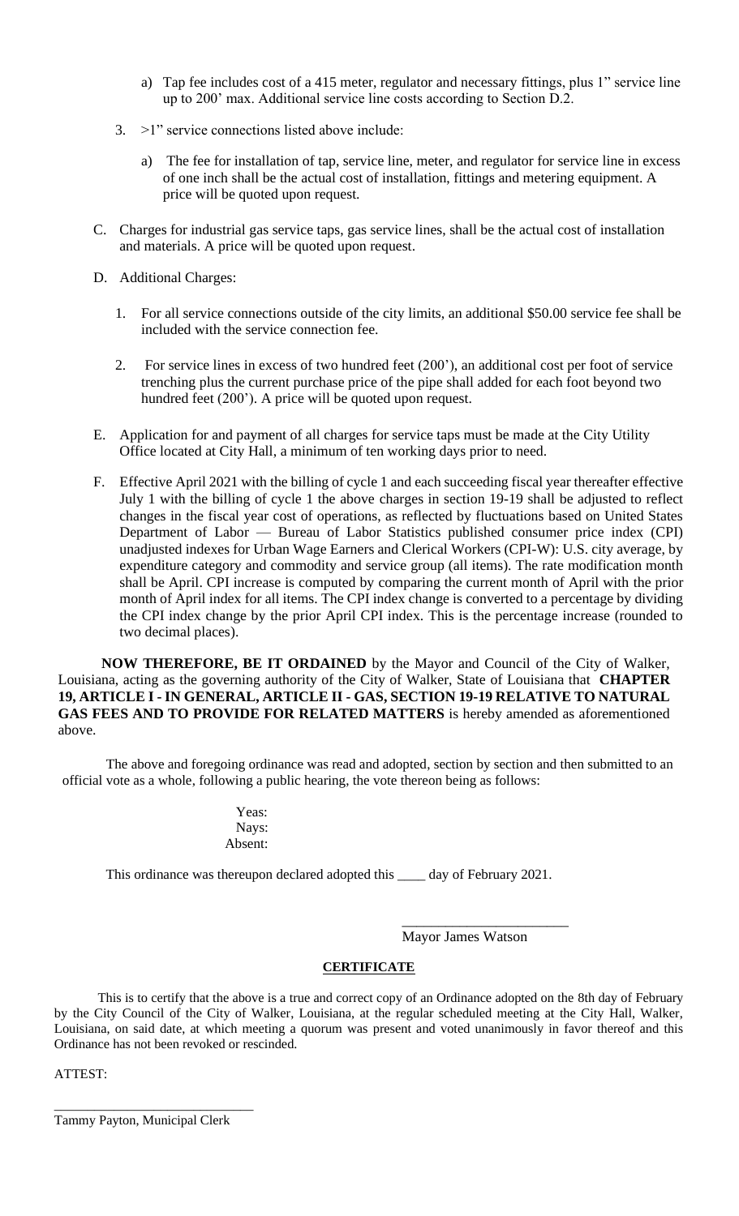a) Tap fee includes cost of a 415 meter, regulator and necessary fittings, plus 1" service line up to 200' max. Additional service line costs according to Section D.2.

3. >1" service connections listed above include:

   a) The fee for installation of tap, service line, meter, and regulator for service line in excess of one inch shall be the actual cost of installation, fittings and metering equipment. A price will be quoted upon request.

C. Charges for industrial gas service taps, gas service lines, shall be the actual cost of installation and materials. A price will be quoted upon request.

D. Additional Charges:

   1. For all service connections outside of the city limits, an additional $50.00 service fee shall be included with the service connection fee.

   2. For service lines in excess of two hundred feet (200'), an additional cost per foot of service trenching plus the current purchase price of the pipe shall added for each foot beyond two hundred feet (200'). A price will be quoted upon request.

E. Application for and payment of all charges for service taps must be made at the City Utility Office located at City Hall, a minimum of ten working days prior to need.

F. Effective April 2021 with the billing of cycle 1 and each succeeding fiscal year thereafter effective July 1 with the billing of cycle 1 the above charges in section 19-19 shall be adjusted to reflect changes in the fiscal year cost of operations, as reflected by fluctuations based on United States Department of Labor — Bureau of Labor Statistics published consumer price index (CPI) unadjusted indexes for Urban Wage Earners and Clerical Workers (CPI-W): U.S. city average, by expenditure category and commodity and service group (all items). The rate modification month shall be April. CPI increase is computed by comparing the current month of April with the prior month of April index for all items. The CPI index change is converted to a percentage by dividing the CPI index change by the prior April CPI index. This is the percentage increase (rounded to two decimal places).

**NOW THEREFORE, BE IT ORDAINED** by the Mayor and Council of the City of Walker, Louisiana, acting as the governing authority of the City of Walker, State of Louisiana that **CHAPTER 19, ARTICLE I - IN GENERAL, ARTICLE II - GAS, SECTION 19-19 RELATIVE TO NATURAL GAS FEES AND TO PROVIDE FOR RELATED MATTERS** is hereby amended as aforementioned above.

The above and foregoing ordinance was read and adopted, section by section and then submitted to an official vote as a whole, following a public hearing, the vote thereon being as follows:

Yeas:
Nays:
Absent:

This ordinance was thereupon declared adopted this ____ day of February 2021.

________________________
Mayor James Watson

**CERTIFICATE**

This is to certify that the above is a true and correct copy of an Ordinance adopted on the 8th day of February by the City Council of the City of Walker, Louisiana, at the regular scheduled meeting at the City Hall, Walker, Louisiana, on said date, at which meeting a quorum was present and voted unanimously in favor thereof and this Ordinance has not been revoked or rescinded.

ATTEST:

______________________________
Tammy Payton, Municipal Clerk